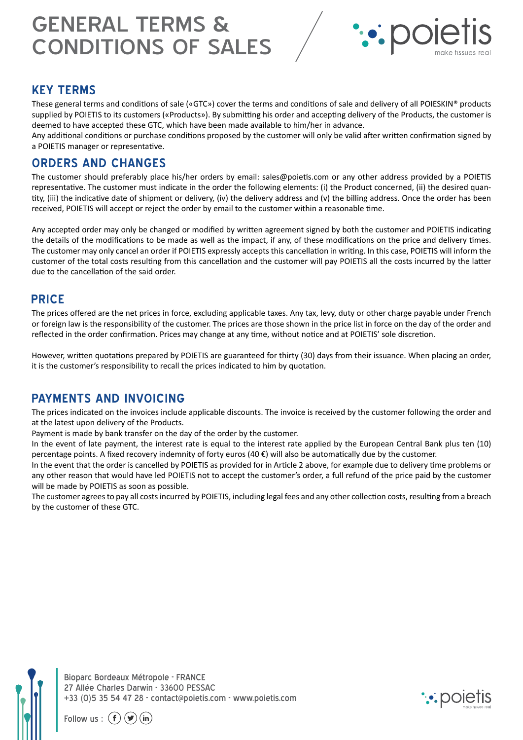# GENERAL TERMS & CONDITIONS OF SALES

## KEY TERMS

These general terms and conditions of sale («GTC») cover the terms and conditions of sale and delivery of all POIESKIN® products supplied by POIETIS to its customers («Products»). By submitting his order and accepting delivery of the Products, the customer is deemed to have accepted these GTC, which have been made available to him/her in advance.

Any additional conditions or purchase conditions proposed by the customer will only be valid after written confirmation signed by a POIETIS manager or representative.

## ORDERS AND CHANGES

The customer should preferably place his/her orders by email: sales@poietis.com or any other address provided by a POIETIS representative. The customer must indicate in the order the following elements: (i) the Product concerned, (ii) the desired quantity, (iii) the indicative date of shipment or delivery, (iv) the delivery address and (v) the billing address. Once the order has been received, POIETIS will accept or reject the order by email to the customer within a reasonable time.

Any accepted order may only be changed or modified by written agreement signed by both the customer and POIETIS indicating the details of the modifications to be made as well as the impact, if any, of these modifications on the price and delivery times. The customer may only cancel an order if POIETIS expressly accepts this cancellation in writing. In this case, POIETIS will inform the customer of the total costs resulting from this cancellation and the customer will pay POIETIS all the costs incurred by the latter due to the cancellation of the said order.

## PRICE

The prices offered are the net prices in force, excluding applicable taxes. Any tax, levy, duty or other charge payable under French or foreign law is the responsibility of the customer. The prices are those shown in the price list in force on the day of the order and reflected in the order confirmation. Prices may change at any time, without notice and at POIETIS' sole discretion.

However, written quotations prepared by POIETIS are guaranteed for thirty (30) days from their issuance. When placing an order, it is the customer's responsibility to recall the prices indicated to him by quotation.

## PAYMENTS AND INVOICING

The prices indicated on the invoices include applicable discounts. The invoice is received by the customer following the order and at the latest upon delivery of the Products.

Payment is made by bank transfer on the day of the order by the customer.

In the event of late payment, the interest rate is equal to the interest rate applied by the European Central Bank plus ten (10) percentage points. A fixed recovery indemnity of forty euros (40 €) will also be automatically due by the customer.

In the event that the order is cancelled by POIETIS as provided for in Article 2 above, for example due to delivery time problems or any other reason that would have led POIETIS not to accept the customer's order, a full refund of the price paid by the customer will be made by POIETIS as soon as possible.

The customer agrees to pay all costs incurred by POIETIS, including legal fees and any other collection costs, resulting from a breach by the customer of these GTC.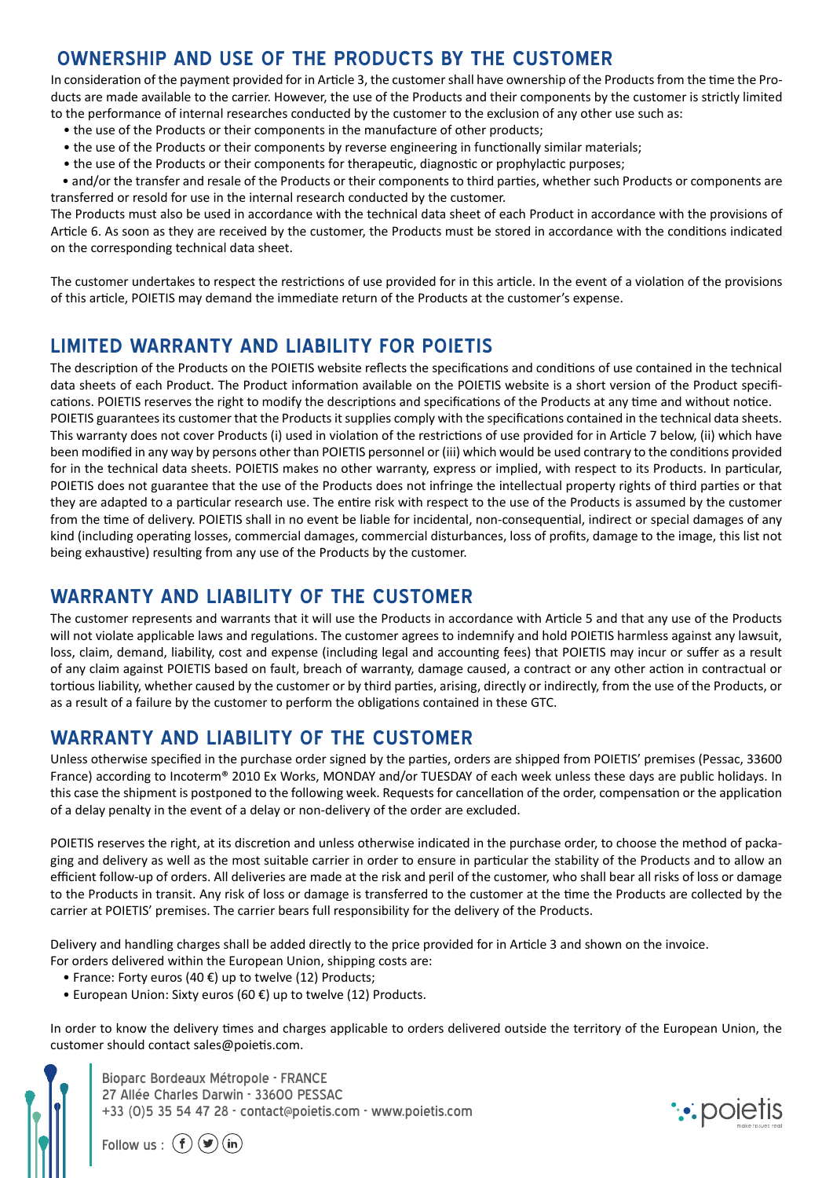## OWNERSHIP AND USE OF THE PRODUCTS BY THE CUSTOMER

In consideration of the payment provided for in Article 3, the customer shall have ownership of the Products from the time the Products are made available to the carrier. However, the use of the Products and their components by the customer is strictly limited to the performance of internal researches conducted by the customer to the exclusion of any other use such as:

- the use of the Products or their components in the manufacture of other products;
- the use of the Products or their components by reverse engineering in functionally similar materials;
- the use of the Products or their components for therapeutic, diagnostic or prophylactic purposes;
- and/or the transfer and resale of the Products or their components to third parties, whether such Products or components are transferred or resold for use in the internal research conducted by the customer.

The Products must also be used in accordance with the technical data sheet of each Product in accordance with the provisions of Article 6. As soon as they are received by the customer, the Products must be stored in accordance with the conditions indicated on the corresponding technical data sheet.

The customer undertakes to respect the restrictions of use provided for in this article. In the event of a violation of the provisions of this article, POIETIS may demand the immediate return of the Products at the customer's expense.

## LIMITED WARRANTY AND LIABILITY FOR POIETIS

The description of the Products on the POIETIS website reflects the specifications and conditions of use contained in the technical data sheets of each Product. The Product information available on the POIETIS website is a short version of the Product specifications. POIETIS reserves the right to modify the descriptions and specifications of the Products at any time and without notice.
POIETIS guarantees its customer that the Products it supplies comply with the specifications contained in the technical data sheets. This warranty does not cover Products (i) used in violation of the restrictions of use provided for in Article 7 below, (ii) which have been modified in any way by persons other than POIETIS personnel or (iii) which would be used contrary to the conditions provided for in the technical data sheets. POIETIS makes no other warranty, express or implied, with respect to its Products. In particular, POIETIS does not guarantee that the use of the Products does not infringe the intellectual property rights of third parties or that they are adapted to a particular research use. The entire risk with respect to the use of the Products is assumed by the customer from the time of delivery. POIETIS shall in no event be liable for incidental, non-consequential, indirect or special damages of any kind (including operating losses, commercial damages, commercial disturbances, loss of profits, damage to the image, this list not being exhaustive) resulting from any use of the Products by the customer.

## WARRANTY AND LIABILITY OF THE CUSTOMER

The customer represents and warrants that it will use the Products in accordance with Article 5 and that any use of the Products will not violate applicable laws and regulations. The customer agrees to indemnify and hold POIETIS harmless against any lawsuit, loss, claim, demand, liability, cost and expense (including legal and accounting fees) that POIETIS may incur or suffer as a result of any claim against POIETIS based on fault, breach of warranty, damage caused, a contract or any other action in contractual or tortious liability, whether caused by the customer or by third parties, arising, directly or indirectly, from the use of the Products, or as a result of a failure by the customer to perform the obligations contained in these GTC.

## WARRANTY AND LIABILITY OF THE CUSTOMER

Unless otherwise specified in the purchase order signed by the parties, orders are shipped from POIETIS' premises (Pessac, 33600 France) according to Incoterm® 2010 Ex Works, MONDAY and/or TUESDAY of each week unless these days are public holidays. In this case the shipment is postponed to the following week. Requests for cancellation of the order, compensation or the application of a delay penalty in the event of a delay or non-delivery of the order are excluded.

POIETIS reserves the right, at its discretion and unless otherwise indicated in the purchase order, to choose the method of packaging and delivery as well as the most suitable carrier in order to ensure in particular the stability of the Products and to allow an efficient follow-up of orders. All deliveries are made at the risk and peril of the customer, who shall bear all risks of loss or damage to the Products in transit. Any risk of loss or damage is transferred to the customer at the time the Products are collected by the carrier at POIETIS' premises. The carrier bears full responsibility for the delivery of the Products.

Delivery and handling charges shall be added directly to the price provided for in Article 3 and shown on the invoice.
For orders delivered within the European Union, shipping costs are:

- France: Forty euros (40 €) up to twelve (12) Products;
- European Union: Sixty euros (60 €) up to twelve (12) Products.

In order to know the delivery times and charges applicable to orders delivered outside the territory of the European Union, the customer should contact sales@poietis.com.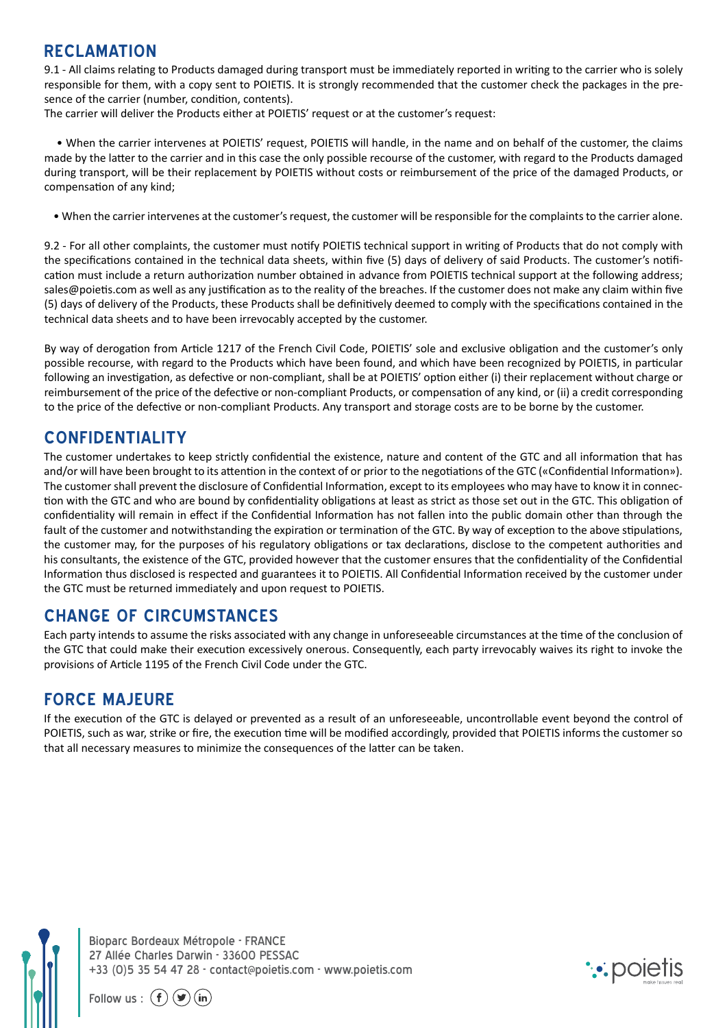## RECLAMATION

9.1 - All claims relating to Products damaged during transport must be immediately reported in writing to the carrier who is solely responsible for them, with a copy sent to POIETIS. It is strongly recommended that the customer check the packages in the presence of the carrier (number, condition, contents).
The carrier will deliver the Products either at POIETIS' request or at the customer's request:

- When the carrier intervenes at POIETIS' request, POIETIS will handle, in the name and on behalf of the customer, the claims made by the latter to the carrier and in this case the only possible recourse of the customer, with regard to the Products damaged during transport, will be their replacement by POIETIS without costs or reimbursement of the price of the damaged Products, or compensation of any kind;

- When the carrier intervenes at the customer's request, the customer will be responsible for the complaints to the carrier alone.

9.2 - For all other complaints, the customer must notify POIETIS technical support in writing of Products that do not comply with the specifications contained in the technical data sheets, within five (5) days of delivery of said Products. The customer's notification must include a return authorization number obtained in advance from POIETIS technical support at the following address; sales@poietis.com as well as any justification as to the reality of the breaches. If the customer does not make any claim within five (5) days of delivery of the Products, these Products shall be definitively deemed to comply with the specifications contained in the technical data sheets and to have been irrevocably accepted by the customer.

By way of derogation from Article 1217 of the French Civil Code, POIETIS' sole and exclusive obligation and the customer's only possible recourse, with regard to the Products which have been found, and which have been recognized by POIETIS, in particular following an investigation, as defective or non-compliant, shall be at POIETIS' option either (i) their replacement without charge or reimbursement of the price of the defective or non-compliant Products, or compensation of any kind, or (ii) a credit corresponding to the price of the defective or non-compliant Products. Any transport and storage costs are to be borne by the customer.

## CONFIDENTIALITY

The customer undertakes to keep strictly confidential the existence, nature and content of the GTC and all information that has and/or will have been brought to its attention in the context of or prior to the negotiations of the GTC («Confidential Information»). The customer shall prevent the disclosure of Confidential Information, except to its employees who may have to know it in connection with the GTC and who are bound by confidentiality obligations at least as strict as those set out in the GTC. This obligation of confidentiality will remain in effect if the Confidential Information has not fallen into the public domain other than through the fault of the customer and notwithstanding the expiration or termination of the GTC. By way of exception to the above stipulations, the customer may, for the purposes of his regulatory obligations or tax declarations, disclose to the competent authorities and his consultants, the existence of the GTC, provided however that the customer ensures that the confidentiality of the Confidential Information thus disclosed is respected and guarantees it to POIETIS. All Confidential Information received by the customer under the GTC must be returned immediately and upon request to POIETIS.

## CHANGE OF CIRCUMSTANCES

Each party intends to assume the risks associated with any change in unforeseeable circumstances at the time of the conclusion of the GTC that could make their execution excessively onerous. Consequently, each party irrevocably waives its right to invoke the provisions of Article 1195 of the French Civil Code under the GTC.

## FORCE MAJEURE

If the execution of the GTC is delayed or prevented as a result of an unforeseeable, uncontrollable event beyond the control of POIETIS, such as war, strike or fire, the execution time will be modified accordingly, provided that POIETIS informs the customer so that all necessary measures to minimize the consequences of the latter can be taken.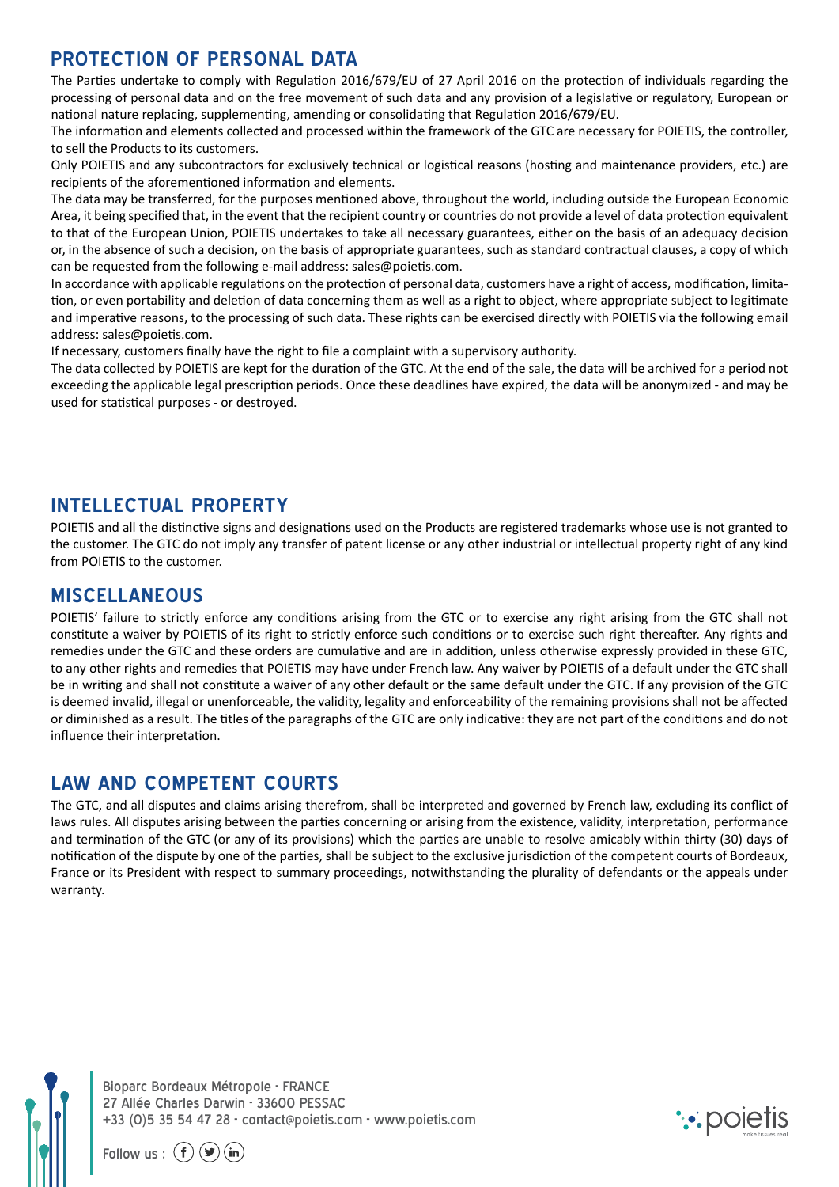## PROTECTION OF PERSONAL DATA

The Parties undertake to comply with Regulation 2016/679/EU of 27 April 2016 on the protection of individuals regarding the processing of personal data and on the free movement of such data and any provision of a legislative or regulatory, European or national nature replacing, supplementing, amending or consolidating that Regulation 2016/679/EU.

The information and elements collected and processed within the framework of the GTC are necessary for POIETIS, the controller, to sell the Products to its customers.

Only POIETIS and any subcontractors for exclusively technical or logistical reasons (hosting and maintenance providers, etc.) are recipients of the aforementioned information and elements.

The data may be transferred, for the purposes mentioned above, throughout the world, including outside the European Economic Area, it being specified that, in the event that the recipient country or countries do not provide a level of data protection equivalent to that of the European Union, POIETIS undertakes to take all necessary guarantees, either on the basis of an adequacy decision or, in the absence of such a decision, on the basis of appropriate guarantees, such as standard contractual clauses, a copy of which can be requested from the following e-mail address: sales@poietis.com.

In accordance with applicable regulations on the protection of personal data, customers have a right of access, modification, limitation, or even portability and deletion of data concerning them as well as a right to object, where appropriate subject to legitimate and imperative reasons, to the processing of such data. These rights can be exercised directly with POIETIS via the following email address: sales@poietis.com.

If necessary, customers finally have the right to file a complaint with a supervisory authority.

The data collected by POIETIS are kept for the duration of the GTC. At the end of the sale, the data will be archived for a period not exceeding the applicable legal prescription periods. Once these deadlines have expired, the data will be anonymized - and may be used for statistical purposes - or destroyed.

## INTELLECTUAL PROPERTY

POIETIS and all the distinctive signs and designations used on the Products are registered trademarks whose use is not granted to the customer. The GTC do not imply any transfer of patent license or any other industrial or intellectual property right of any kind from POIETIS to the customer.

## MISCELLANEOUS

POIETIS' failure to strictly enforce any conditions arising from the GTC or to exercise any right arising from the GTC shall not constitute a waiver by POIETIS of its right to strictly enforce such conditions or to exercise such right thereafter. Any rights and remedies under the GTC and these orders are cumulative and are in addition, unless otherwise expressly provided in these GTC, to any other rights and remedies that POIETIS may have under French law. Any waiver by POIETIS of a default under the GTC shall be in writing and shall not constitute a waiver of any other default or the same default under the GTC. If any provision of the GTC is deemed invalid, illegal or unenforceable, the validity, legality and enforceability of the remaining provisions shall not be affected or diminished as a result. The titles of the paragraphs of the GTC are only indicative: they are not part of the conditions and do not influence their interpretation.

## LAW AND COMPETENT COURTS

The GTC, and all disputes and claims arising therefrom, shall be interpreted and governed by French law, excluding its conflict of laws rules. All disputes arising between the parties concerning or arising from the existence, validity, interpretation, performance and termination of the GTC (or any of its provisions) which the parties are unable to resolve amicably within thirty (30) days of notification of the dispute by one of the parties, shall be subject to the exclusive jurisdiction of the competent courts of Bordeaux, France or its President with respect to summary proceedings, notwithstanding the plurality of defendants or the appeals under warranty.

Bioparc Bordeaux Métropole - FRANCE
27 Allée Charles Darwin - 33600 PESSAC
+33 (0)5 35 54 47 28 - contact@poietis.com - www.poietis.com

Follow us :

poietis
make tissues real